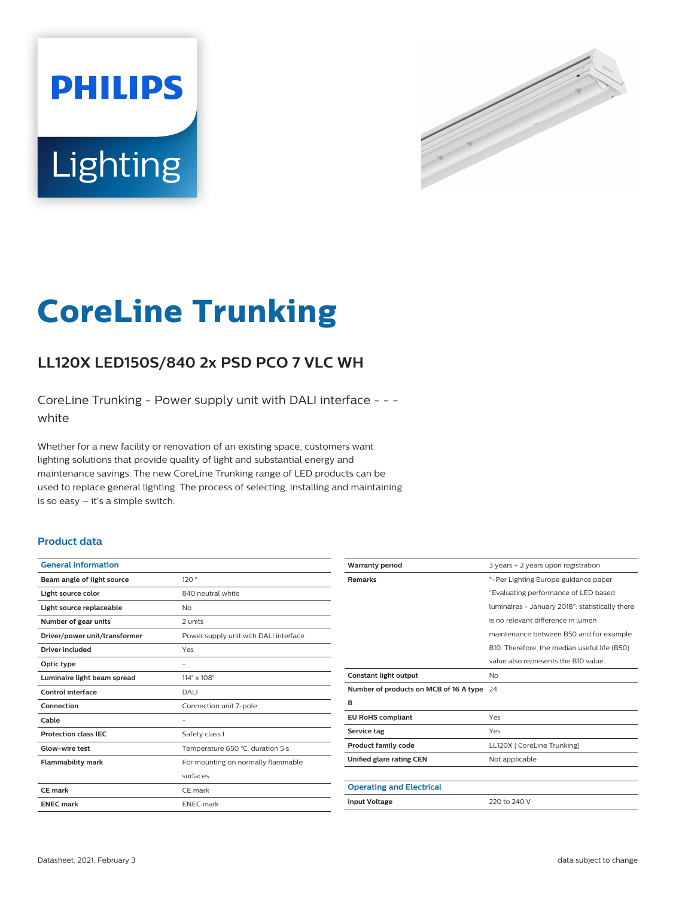PHILIPS

Lighting

# CoreLine Trunking

## LL120X LED150S/840 2x PSD PCO 7 VLC WH

CoreLine Trunking - Power supply unit with DALI interface - - - white

Whether for a new facility or renovation of an existing space, customers want lighting solutions that provide quality of light and substantial energy and maintenance savings. The new CoreLine Trunking range of LED products can be used to replace general lighting. The process of selecting, installing and maintaining is so easy – it's a simple switch.

### Product data

| General Information | |
|---|---|
| Beam angle of light source | 120 ° |
| Light source color | 840 neutral white |
| Light source replaceable | No |
| Number of gear units | 2 units |
| Driver/power unit/transformer | Power supply unit with DALI interface |
| Driver included | Yes |
| Optic type | - |
| Luminaire light beam spread | 114° x 108° |
| Control interface | DALI |
| Connection | Connection unit 7-pole |
| Cable | - |
| Protection class IEC | Safety class I |
| Glow-wire test | Temperature 650 °C, duration 5 s |
| Flammability mark | For mounting on normally flammable surfaces |
| CE mark | CE mark |
| ENEC mark | ENEC mark |
| Warranty period | 3 years + 2 years upon registration |
| Remarks | *-Per Lighting Europe guidance paper "Evaluating performance of LED based luminaires - January 2018": statistically there is no relevant difference in lumen maintenance between B50 and for example B10. Therefore, the median useful life (B50) value also represents the B10 value. |
| Constant light output | No |
| Number of products on MCB of 16 A type B | 24 |
| EU RoHS compliant | Yes |
| Service tag | Yes |
| Product family code | LL120X [ CoreLine Trunking] |
| Unified glare rating CEN | Not applicable |

| Operating and Electrical | |
|---|---|
| Input Voltage | 220 to 240 V |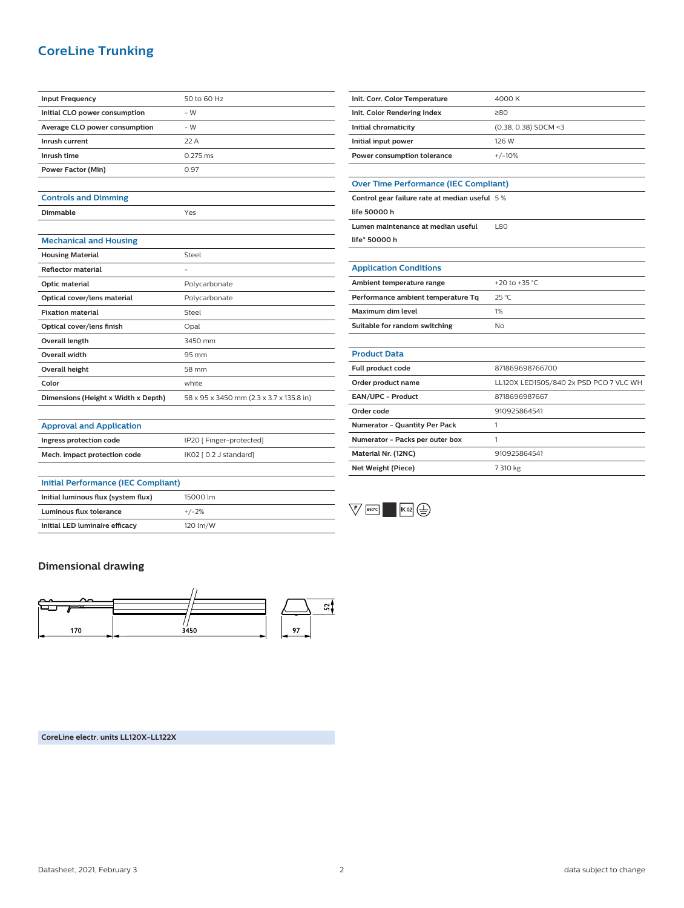# CoreLine Trunking

| | |
|---|---|
| Input Frequency | 50 to 60 Hz |
| Initial CLO power consumption | - W |
| Average CLO power consumption | - W |
| Inrush current | 22 A |
| Inrush time | 0.275 ms |
| Power Factor (Min) | 0.97 |

## Controls and Dimming

| | |
|---|---|
| Dimmable | Yes |

## Mechanical and Housing

| | |
|---|---|
| Housing Material | Steel |
| Reflector material | - |
| Optic material | Polycarbonate |
| Optical cover/lens material | Polycarbonate |
| Fixation material | Steel |
| Optical cover/lens finish | Opal |
| Overall length | 3450 mm |
| Overall width | 95 mm |
| Overall height | 58 mm |
| Color | white |
| Dimensions (Height x Width x Depth) | 58 x 95 x 3450 mm (2.3 x 3.7 x 135.8 in) |

## Approval and Application

| | |
|---|---|
| Ingress protection code | IP20 [ Finger-protected] |
| Mech. impact protection code | IK02 [ 0.2 J standard] |

## Initial Performance (IEC Compliant)

| | |
|---|---|
| Initial luminous flux (system flux) | 15000 lm |
| Luminous flux tolerance | +/-2% |
| Initial LED luminaire efficacy | 120 lm/W |

| | |
|---|---|
| Init. Corr. Color Temperature | 4000 K |
| Init. Color Rendering Index | ≥80 |
| Initial chromaticity | (0.38, 0.38) SDCM <3 |
| Initial input power | 126 W |
| Power consumption tolerance | +/-10% |

## Over Time Performance (IEC Compliant)

| | |
|---|---|
| Control gear failure rate at median useful life 50000 h | 5 % |
| Lumen maintenance at median useful life* 50000 h | L80 |

## Application Conditions

| | |
|---|---|
| Ambient temperature range | +20 to +35 °C |
| Performance ambient temperature Tq | 25 °C |
| Maximum dim level | 1% |
| Suitable for random switching | No |

## Product Data

| | |
|---|---|
| Full product code | 871869698766700 |
| Order product name | LL120X LED150S/840 2x PSD PCO 7 VLC WH |
| EAN/UPC - Product | 8718696987667 |
| Order code | 910925864541 |
| Numerator - Quantity Per Pack | 1 |
| Numerator - Packs per outer box | 1 |
| Material Nr. (12NC) | 910925864541 |
| Net Weight (Piece) | 7.310 kg |

## Dimensional drawing

170 3450 97 52

**CoreLine electr. units LL120X-LL122X**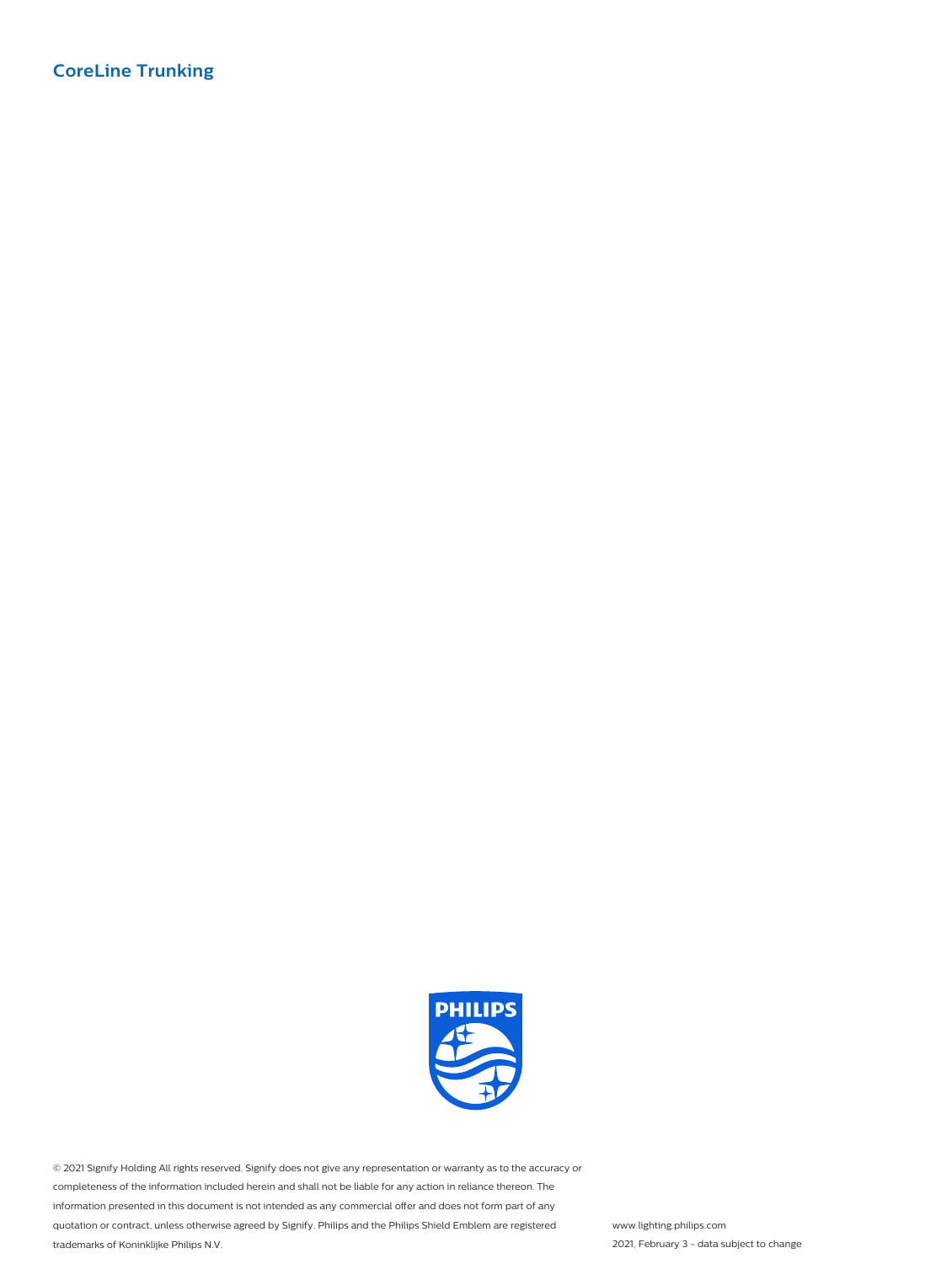CoreLine Trunking

PHILIPS

© 2021 Signify Holding All rights reserved. Signify does not give any representation or warranty as to the accuracy or completeness of the information included herein and shall not be liable for any action in reliance thereon. The information presented in this document is not intended as any commercial offer and does not form part of any quotation or contract, unless otherwise agreed by Signify. Philips and the Philips Shield Emblem are registered trademarks of Koninklijke Philips N.V.

www.lighting.philips.com

2021, February 3 - data subject to change